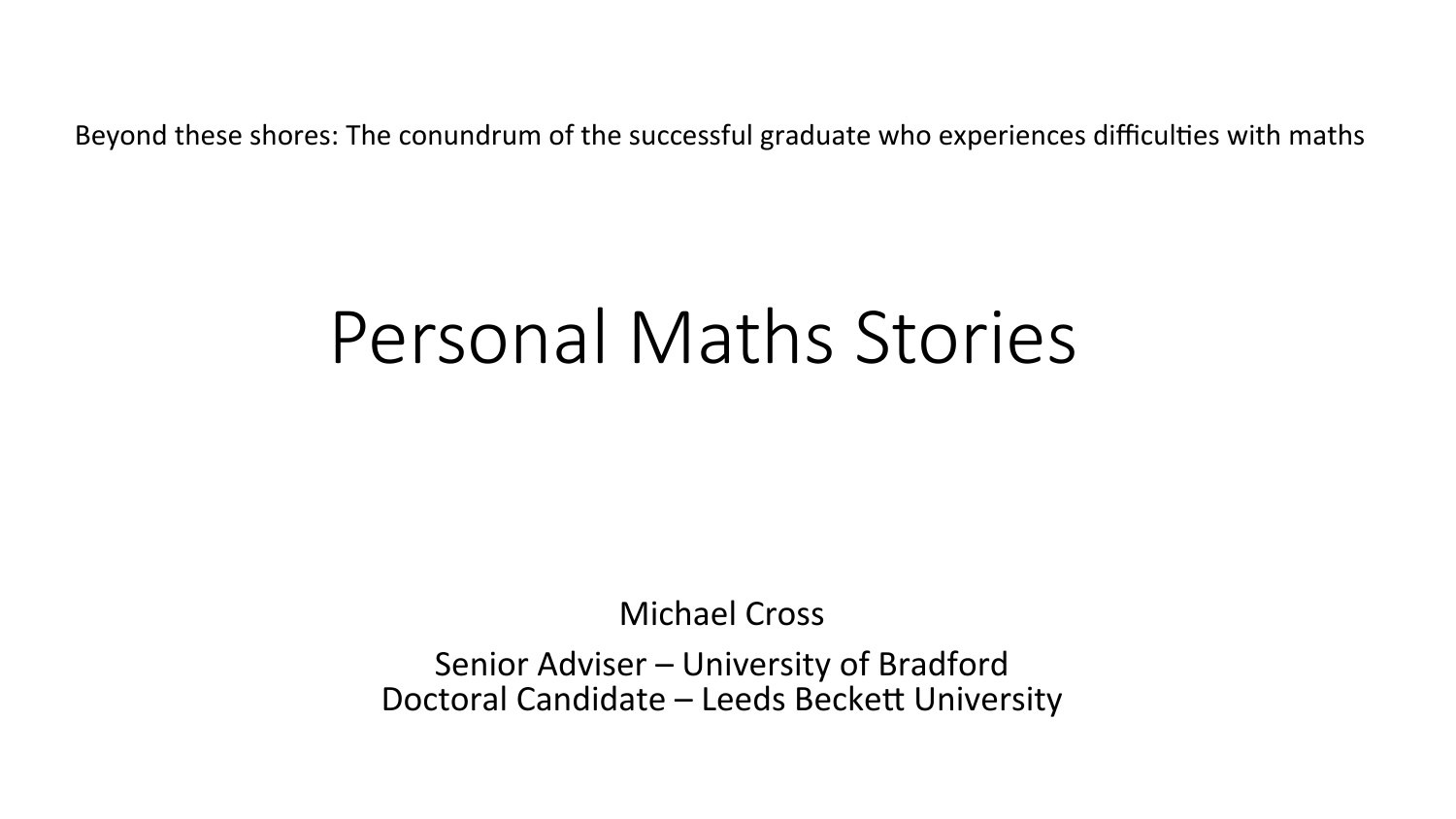Beyond these shores: The conundrum of the successful graduate who experiences difficulties with maths

# Personal Maths Stories

Michael Cross

Senior Adviser – University of Bradford
Doctoral Candidate – Leeds Beckett University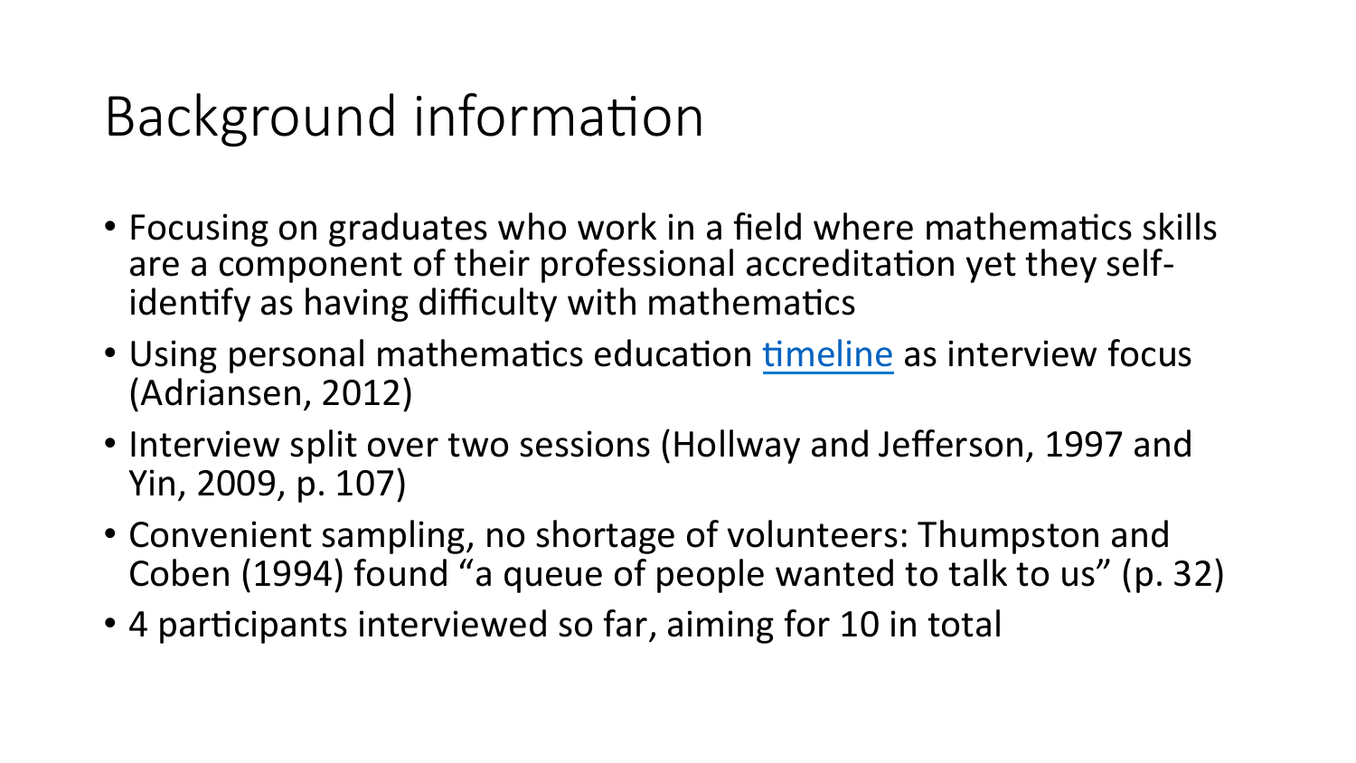# Background information

- Focusing on graduates who work in a field where mathematics skills are a component of their professional accreditation yet they self-identify as having difficulty with mathematics
- Using personal mathematics education timeline as interview focus (Adriansen, 2012)
- Interview split over two sessions (Hollway and Jefferson, 1997 and Yin, 2009, p. 107)
- Convenient sampling, no shortage of volunteers: Thumpston and Coben (1994) found "a queue of people wanted to talk to us" (p. 32)
- 4 participants interviewed so far, aiming for 10 in total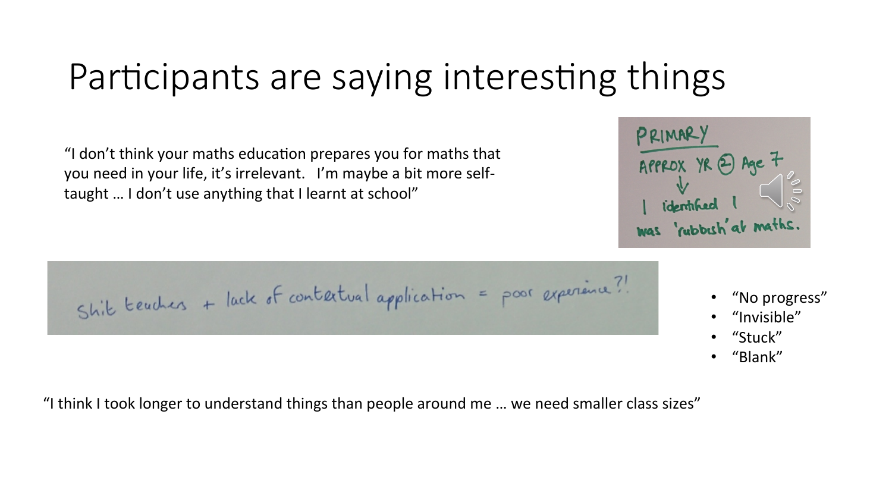# Participants are saying interesting things

"I don't think your maths education prepares you for maths that you need in your life, it's irrelevant. I'm maybe a bit more self-taught … I don't use anything that I learnt at school"

PRIMARY
APPROX YR (2) Age 7
↓
I identified I was 'rubbish' at maths.

Shit teachers + lack of contextual application = poor experience?!

- "No progress"
- "Invisible"
- "Stuck"
- "Blank"

"I think I took longer to understand things than people around me … we need smaller class sizes"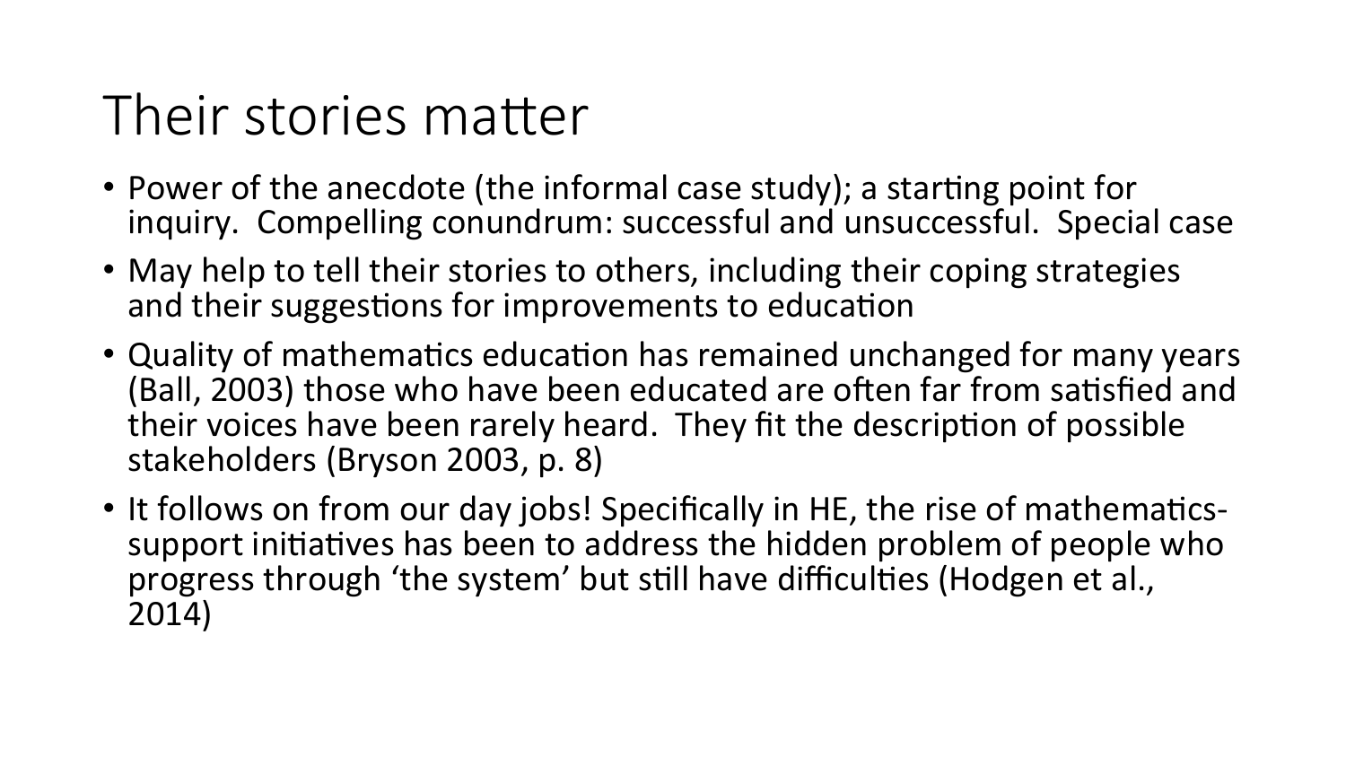# Their stories matter

- Power of the anecdote (the informal case study); a starting point for inquiry. Compelling conundrum: successful and unsuccessful. Special case
- May help to tell their stories to others, including their coping strategies and their suggestions for improvements to education
- Quality of mathematics education has remained unchanged for many years (Ball, 2003) those who have been educated are often far from satisfied and their voices have been rarely heard. They fit the description of possible stakeholders (Bryson 2003, p. 8)
- It follows on from our day jobs! Specifically in HE, the rise of mathematics-support initiatives has been to address the hidden problem of people who progress through 'the system' but still have difficulties (Hodgen et al., 2014)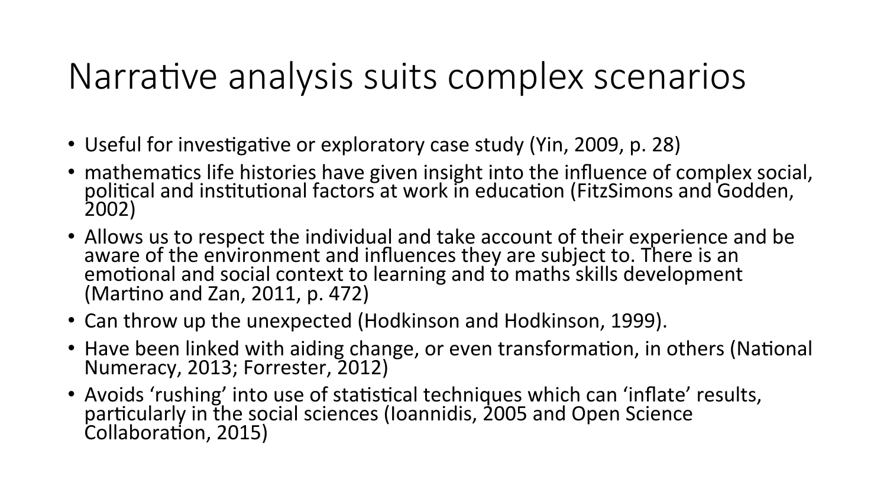# Narrative analysis suits complex scenarios

- Useful for investigative or exploratory case study (Yin, 2009, p. 28)
- mathematics life histories have given insight into the influence of complex social, political and institutional factors at work in education (FitzSimons and Godden, 2002)
- Allows us to respect the individual and take account of their experience and be aware of the environment and influences they are subject to. There is an emotional and social context to learning and to maths skills development (Martino and Zan, 2011, p. 472)
- Can throw up the unexpected (Hodkinson and Hodkinson, 1999).
- Have been linked with aiding change, or even transformation, in others (National Numeracy, 2013; Forrester, 2012)
- Avoids 'rushing' into use of statistical techniques which can 'inflate' results, particularly in the social sciences (Ioannidis, 2005 and Open Science Collaboration, 2015)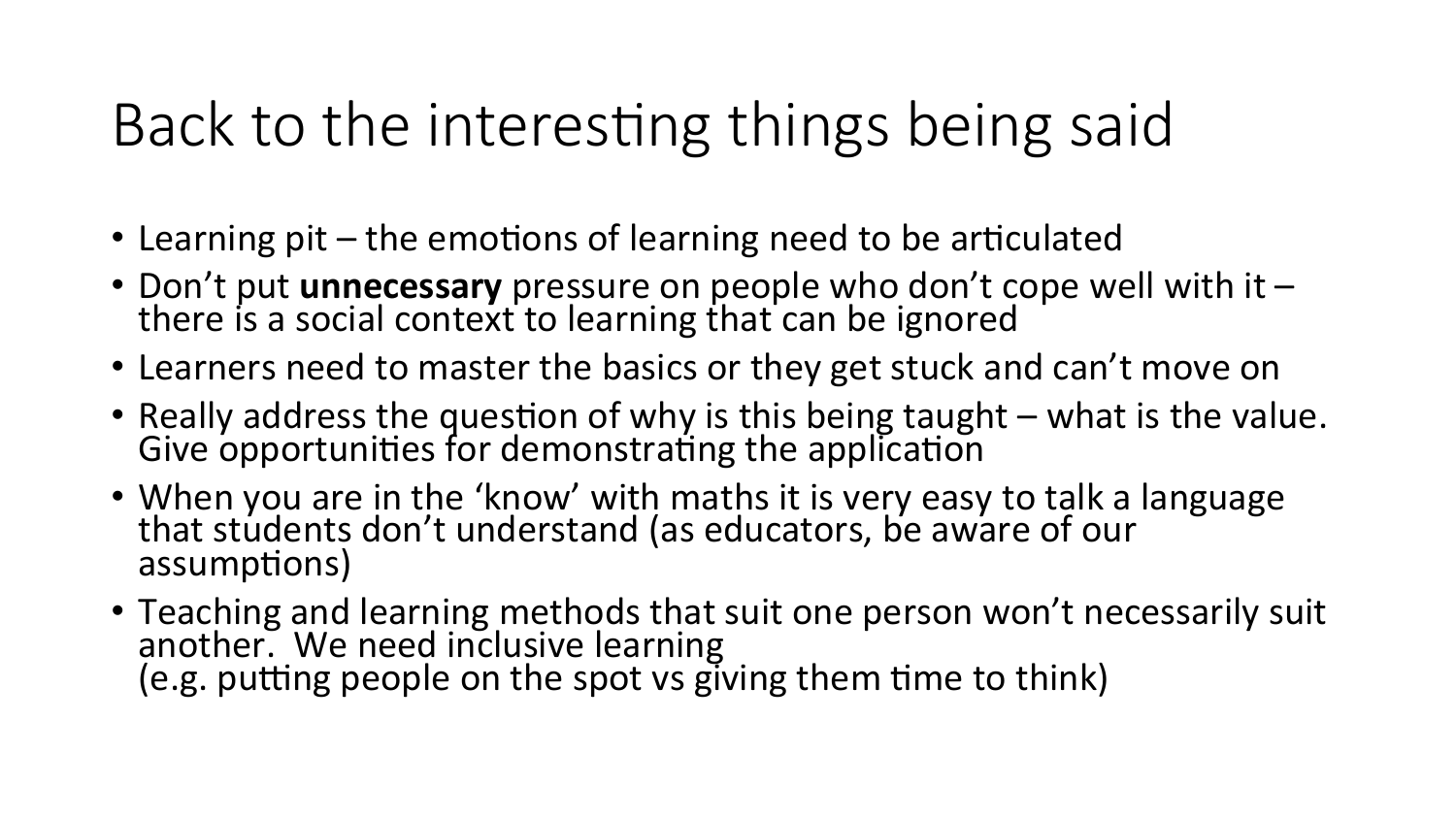# Back to the interesting things being said

- Learning pit – the emotions of learning need to be articulated
- Don't put **unnecessary** pressure on people who don't cope well with it – there is a social context to learning that can be ignored
- Learners need to master the basics or they get stuck and can't move on
- Really address the question of why is this being taught – what is the value. Give opportunities for demonstrating the application
- When you are in the 'know' with maths it is very easy to talk a language that students don't understand (as educators, be aware of our assumptions)
- Teaching and learning methods that suit one person won't necessarily suit another. We need inclusive learning  
  (e.g. putting people on the spot vs giving them time to think)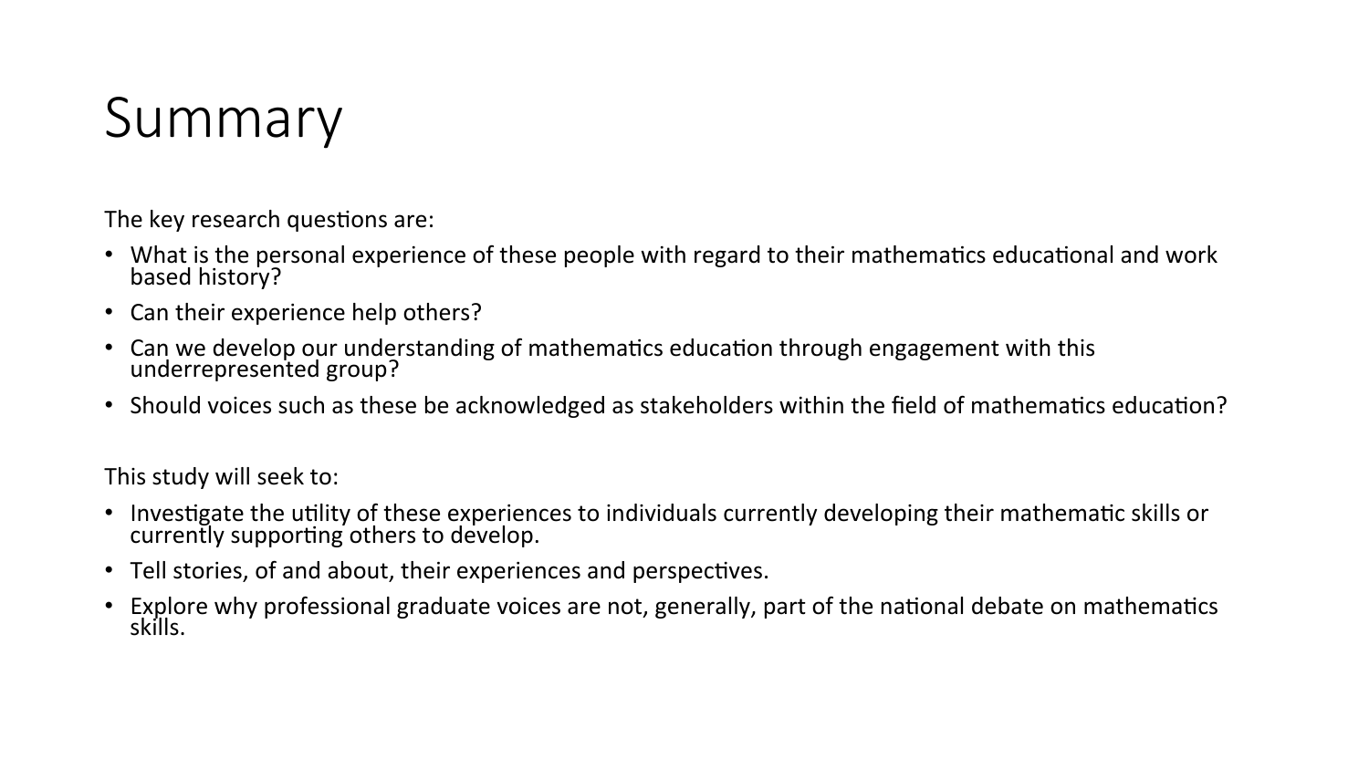# Summary

The key research questions are:

- What is the personal experience of these people with regard to their mathematics educational and work based history?
- Can their experience help others?
- Can we develop our understanding of mathematics education through engagement with this underrepresented group?
- Should voices such as these be acknowledged as stakeholders within the field of mathematics education?

This study will seek to:

- Investigate the utility of these experiences to individuals currently developing their mathematic skills or currently supporting others to develop.
- Tell stories, of and about, their experiences and perspectives.
- Explore why professional graduate voices are not, generally, part of the national debate on mathematics skills.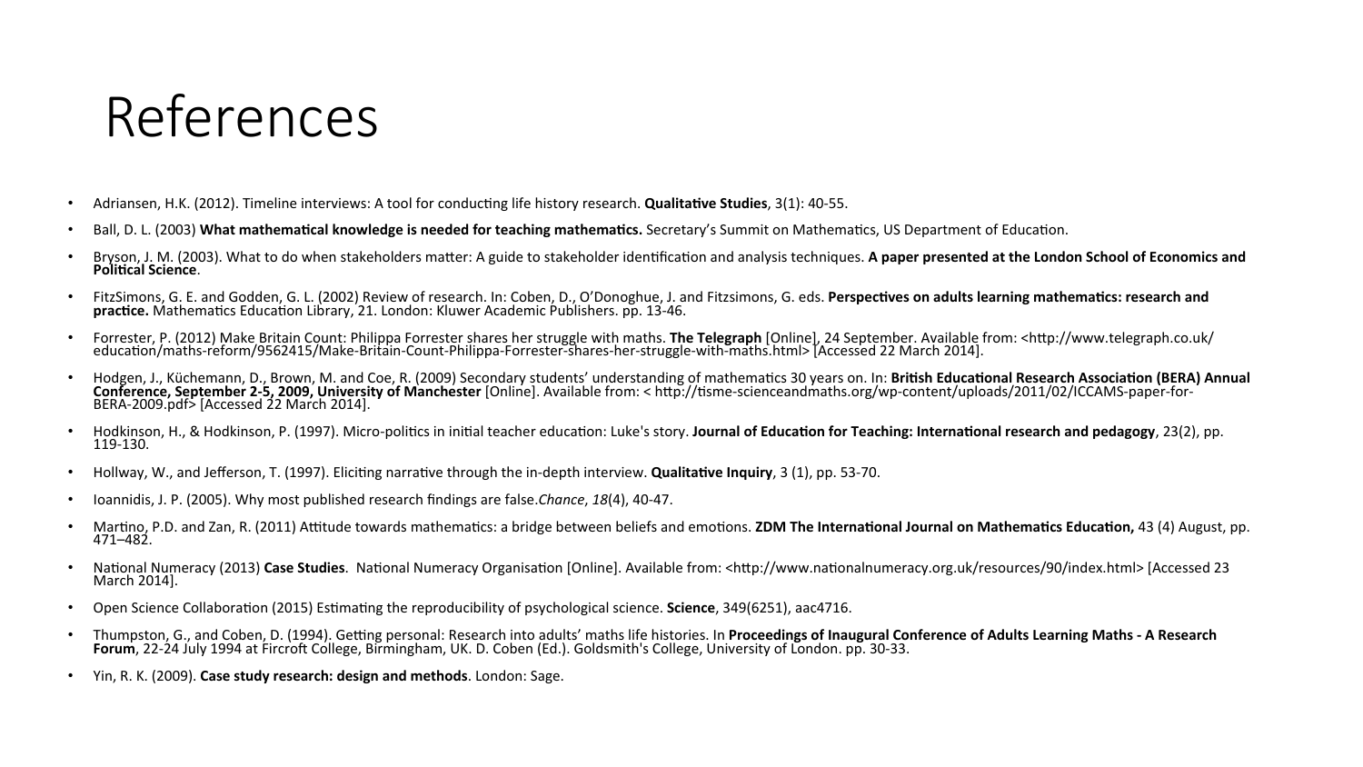# References

- Adriansen, H.K. (2012). Timeline interviews: A tool for conducting life history research. **Qualitative Studies**, 3(1): 40-55.
- Ball, D. L. (2003) **What mathematical knowledge is needed for teaching mathematics.** Secretary's Summit on Mathematics, US Department of Education.
- Bryson, J. M. (2003). What to do when stakeholders matter: A guide to stakeholder identification and analysis techniques. **A paper presented at the London School of Economics and Political Science**.
- FitzSimons, G. E. and Godden, G. L. (2002) Review of research. In: Coben, D., O'Donoghue, J. and Fitzsimons, G. eds. **Perspectives on adults learning mathematics: research and practice.** Mathematics Education Library, 21. London: Kluwer Academic Publishers. pp. 13-46.
- Forrester, P. (2012) Make Britain Count: Philippa Forrester shares her struggle with maths. **The Telegraph** [Online], 24 September. Available from: <http://www.telegraph.co.uk/education/maths-reform/9562415/Make-Britain-Count-Philippa-Forrester-shares-her-struggle-with-maths.html> [Accessed 22 March 2014].
- Hodgen, J., Küchemann, D., Brown, M. and Coe, R. (2009) Secondary students' understanding of mathematics 30 years on. In: **British Educational Research Association (BERA) Annual Conference, September 2-5, 2009, University of Manchester** [Online]. Available from: < http://tisme-scienceandmaths.org/wp-content/uploads/2011/02/ICCAMS-paper-for-BERA-2009.pdf> [Accessed 22 March 2014].
- Hodkinson, H., & Hodkinson, P. (1997). Micro-politics in initial teacher education: Luke's story. **Journal of Education for Teaching: International research and pedagogy**, 23(2), pp. 119-130.
- Hollway, W., and Jefferson, T. (1997). Eliciting narrative through the in-depth interview. **Qualitative Inquiry**, 3 (1), pp. 53-70.
- Ioannidis, J. P. (2005). Why most published research findings are false.*Chance*, *18*(4), 40-47.
- Martino, P.D. and Zan, R. (2011) Attitude towards mathematics: a bridge between beliefs and emotions. **ZDM The International Journal on Mathematics Education,** 43 (4) August, pp. 471–482.
- National Numeracy (2013) **Case Studies**. National Numeracy Organisation [Online]. Available from: <http://www.nationalnumeracy.org.uk/resources/90/index.html> [Accessed 23 March 2014].
- Open Science Collaboration (2015) Estimating the reproducibility of psychological science. **Science**, 349(6251), aac4716.
- Thumpston, G., and Coben, D. (1994). Getting personal: Research into adults' maths life histories. In **Proceedings of Inaugural Conference of Adults Learning Maths - A Research Forum**, 22-24 July 1994 at Fircroft College, Birmingham, UK. D. Coben (Ed.). Goldsmith's College, University of London. pp. 30-33.
- Yin, R. K. (2009). **Case study research: design and methods**. London: Sage.